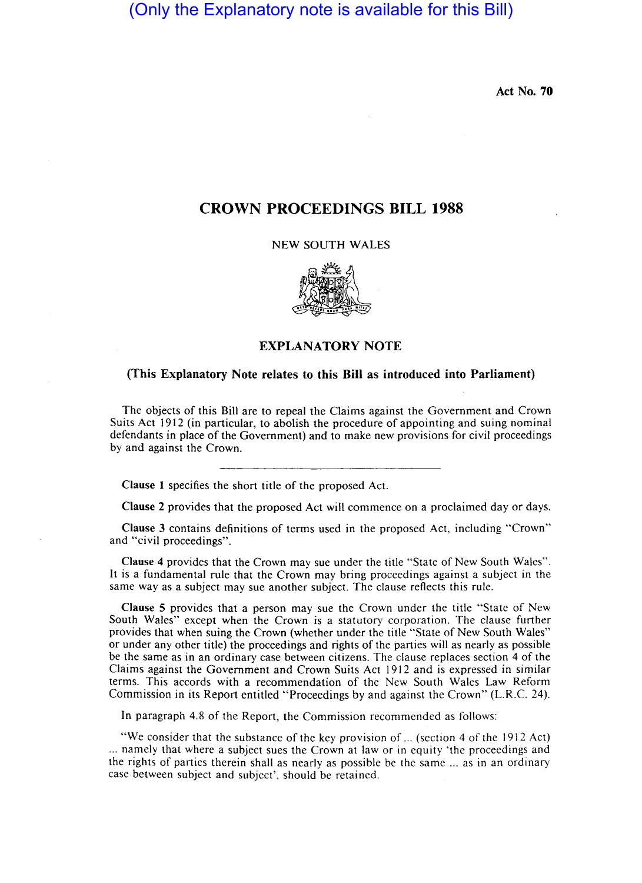(Only the Explanatory note is available for this Bill)

Act No. 70

# CROWN PROCEEDINGS BILL 1988

NEW SOUTH WALES

## EXPLANATORY NOTE

**(This Explanatory Note relates to this Bill as introduced into Parliament)**

The objects of this Bill are to repeal the Claims against the Government and Crown Suits Act 1912 (in particular, to abolish the procedure of appointing and suing nominal defendants in place of the Government) and to make new provisions for civil proceedings by and against the Crown.

---

**Clause 1** specifies the short title of the proposed Act.

**Clause 2** provides that the proposed Act will commence on a proclaimed day or days.

**Clause 3** contains definitions of terms used in the proposed Act, including "Crown" and "civil proceedings".

**Clause 4** provides that the Crown may sue under the title "State of New South Wales". It is a fundamental rule that the Crown may bring proceedings against a subject in the same way as a subject may sue another subject. The clause reflects this rule.

**Clause 5** provides that a person may sue the Crown under the title "State of New South Wales" except when the Crown is a statutory corporation. The clause further provides that when suing the Crown (whether under the title "State of New South Wales" or under any other title) the proceedings and rights of the parties will as nearly as possible be the same as in an ordinary case between citizens. The clause replaces section 4 of the Claims against the Government and Crown Suits Act 1912 and is expressed in similar terms. This accords with a recommendation of the New South Wales Law Reform Commission in its Report entitled "Proceedings by and against the Crown" (L.R.C. 24).

In paragraph 4.8 of the Report, the Commission recommended as follows:

"We consider that the substance of the key provision of ... (section 4 of the 1912 Act) ... namely that where a subject sues the Crown at law or in equity 'the proceedings and the rights of parties therein shall as nearly as possible be the same ... as in an ordinary case between subject and subject', should be retained.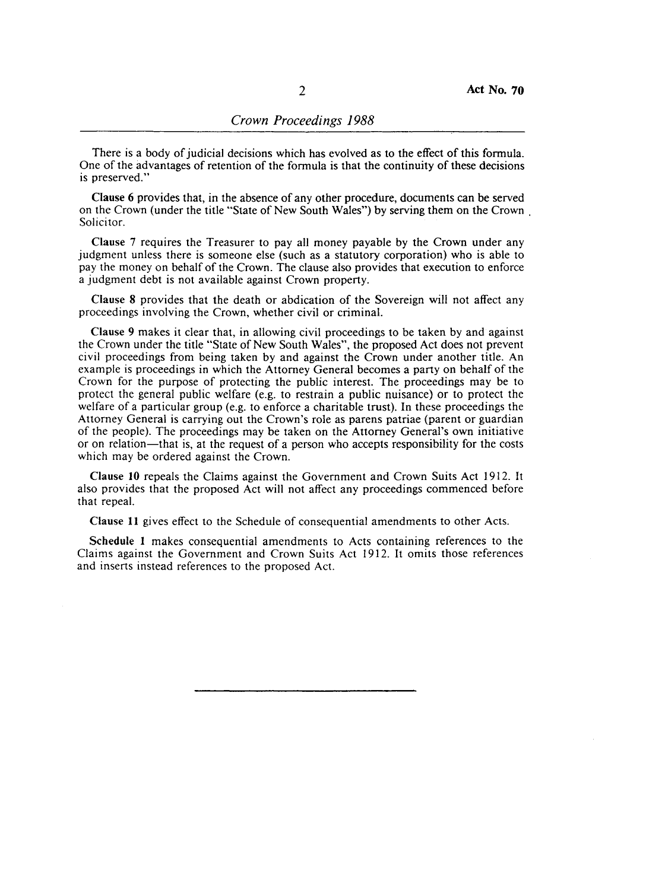There is a body of judicial decisions which has evolved as to the effect of this formula. One of the advantages of retention of the formula is that the continuity of these decisions is preserved."

**Clause 6** provides that, in the absence of any other procedure, documents can be served on the Crown (under the title "State of New South Wales") by serving them on the Crown Solicitor.

**Clause 7** requires the Treasurer to pay all money payable by the Crown under any judgment unless there is someone else (such as a statutory corporation) who is able to pay the money on behalf of the Crown. The clause also provides that execution to enforce a judgment debt is not available against Crown property.

**Clause 8** provides that the death or abdication of the Sovereign will not affect any proceedings involving the Crown, whether civil or criminal.

**Clause 9** makes it clear that, in allowing civil proceedings to be taken by and against the Crown under the title "State of New South Wales", the proposed Act does not prevent civil proceedings from being taken by and against the Crown under another title. An example is proceedings in which the Attorney General becomes a party on behalf of the Crown for the purpose of protecting the public interest. The proceedings may be to protect the general public welfare (e.g. to restrain a public nuisance) or to protect the welfare of a particular group (e.g. to enforce a charitable trust). In these proceedings the Attorney General is carrying out the Crown's role as parens patriae (parent or guardian of the people). The proceedings may be taken on the Attorney General's own initiative or on relation—that is, at the request of a person who accepts responsibility for the costs which may be ordered against the Crown.

**Clause 10** repeals the Claims against the Government and Crown Suits Act 1912. It also provides that the proposed Act will not affect any proceedings commenced before that repeal.

**Clause 11** gives effect to the Schedule of consequential amendments to other Acts.

**Schedule 1** makes consequential amendments to Acts containing references to the Claims against the Government and Crown Suits Act 1912. It omits those references and inserts instead references to the proposed Act.